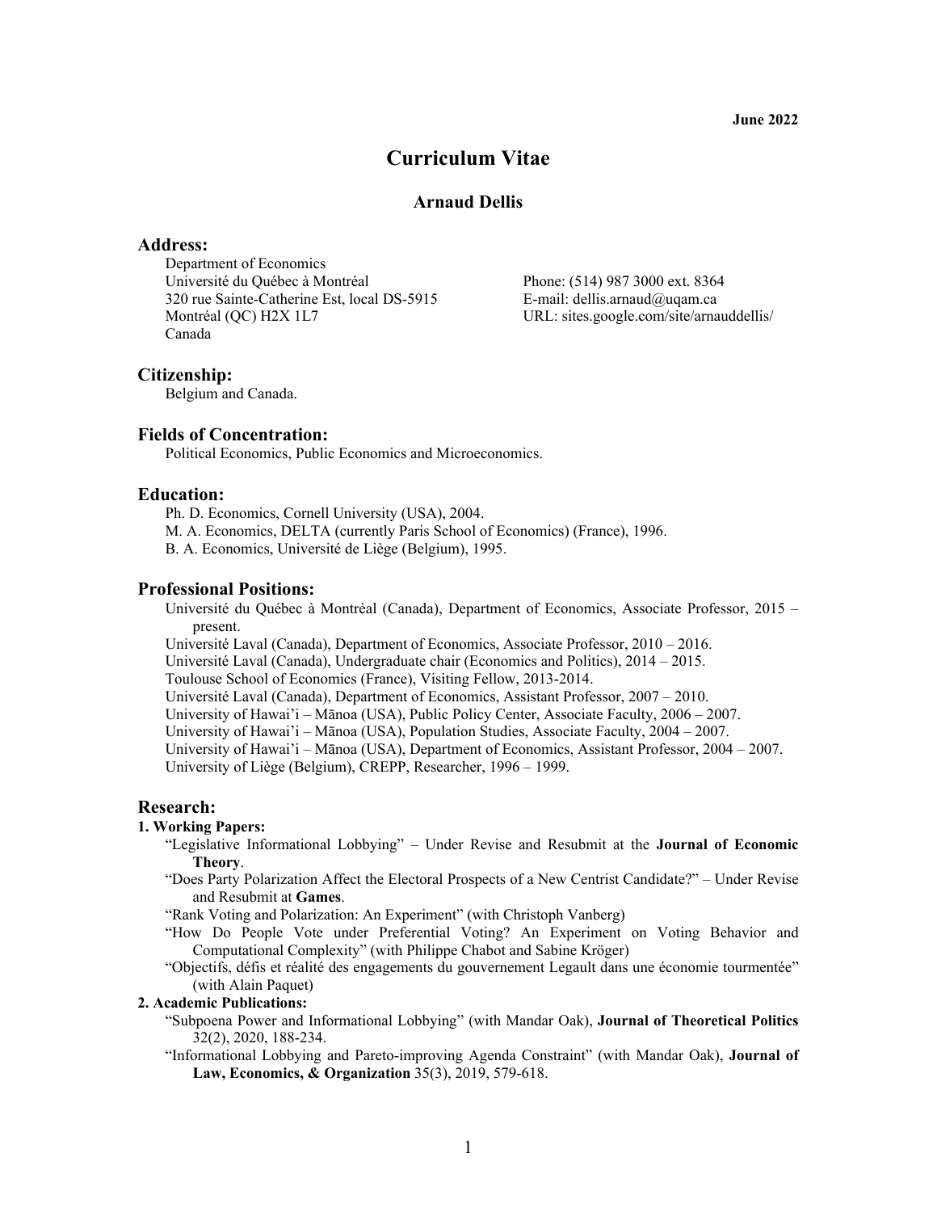**June 2022**

# Curriculum Vitae

## Arnaud Dellis

### Address:

Department of Economics
Université du Québec à Montréal
320 rue Sainte-Catherine Est, local DS-5915
Montréal (QC) H2X 1L7
Canada

Phone: (514) 987 3000 ext. 8364
E-mail: dellis.arnaud@uqam.ca
URL: sites.google.com/site/arnauddellis/

### Citizenship:

Belgium and Canada.

### Fields of Concentration:

Political Economics, Public Economics and Microeconomics.

### Education:

Ph. D. Economics, Cornell University (USA), 2004.
M. A. Economics, DELTA (currently Paris School of Economics) (France), 1996.
B. A. Economics, Université de Liège (Belgium), 1995.

### Professional Positions:

Université du Québec à Montréal (Canada), Department of Economics, Associate Professor, 2015 – present.
Université Laval (Canada), Department of Economics, Associate Professor, 2010 – 2016.
Université Laval (Canada), Undergraduate chair (Economics and Politics), 2014 – 2015.
Toulouse School of Economics (France), Visiting Fellow, 2013-2014.
Université Laval (Canada), Department of Economics, Assistant Professor, 2007 – 2010.
University of Hawai'i – Mānoa (USA), Public Policy Center, Associate Faculty, 2006 – 2007.
University of Hawai'i – Mānoa (USA), Population Studies, Associate Faculty, 2004 – 2007.
University of Hawai'i – Mānoa (USA), Department of Economics, Assistant Professor, 2004 – 2007.
University of Liège (Belgium), CREPP, Researcher, 1996 – 1999.

### Research:

**1. Working Papers:**

"Legislative Informational Lobbying" – Under Revise and Resubmit at the **Journal of Economic Theory**.
"Does Party Polarization Affect the Electoral Prospects of a New Centrist Candidate?" – Under Revise and Resubmit at **Games**.
"Rank Voting and Polarization: An Experiment" (with Christoph Vanberg)
"How Do People Vote under Preferential Voting? An Experiment on Voting Behavior and Computational Complexity" (with Philippe Chabot and Sabine Kröger)
"Objectifs, défis et réalité des engagements du gouvernement Legault dans une économie tourmentée" (with Alain Paquet)

**2. Academic Publications:**

"Subpoena Power and Informational Lobbying" (with Mandar Oak), **Journal of Theoretical Politics** 32(2), 2020, 188-234.
"Informational Lobbying and Pareto-improving Agenda Constraint" (with Mandar Oak), **Journal of Law, Economics, & Organization** 35(3), 2019, 579-618.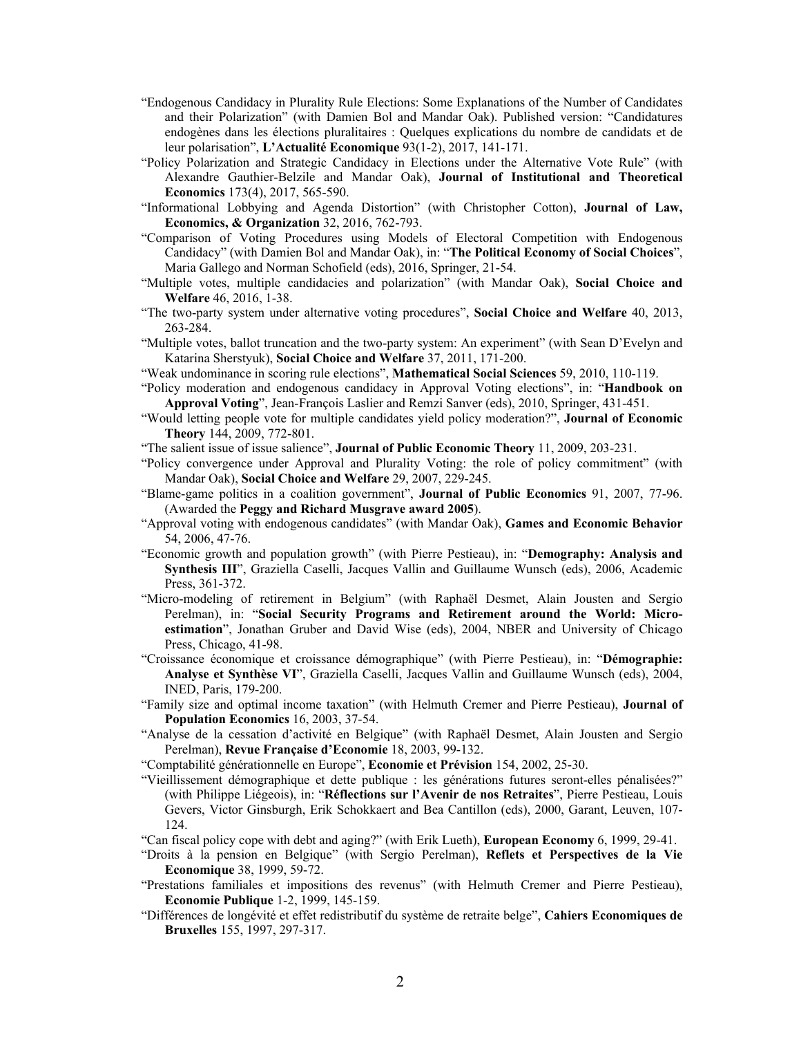"Endogenous Candidacy in Plurality Rule Elections: Some Explanations of the Number of Candidates and their Polarization" (with Damien Bol and Mandar Oak). Published version: "Candidatures endogènes dans les élections pluralitaires : Quelques explications du nombre de candidats et de leur polarisation", **L'Actualité Economique** 93(1-2), 2017, 141-171.

"Policy Polarization and Strategic Candidacy in Elections under the Alternative Vote Rule" (with Alexandre Gauthier-Belzile and Mandar Oak), **Journal of Institutional and Theoretical Economics** 173(4), 2017, 565-590.

"Informational Lobbying and Agenda Distortion" (with Christopher Cotton), **Journal of Law, Economics, & Organization** 32, 2016, 762-793.

"Comparison of Voting Procedures using Models of Electoral Competition with Endogenous Candidacy" (with Damien Bol and Mandar Oak), in: "**The Political Economy of Social Choices**", Maria Gallego and Norman Schofield (eds), 2016, Springer, 21-54.

"Multiple votes, multiple candidacies and polarization" (with Mandar Oak), **Social Choice and Welfare** 46, 2016, 1-38.

"The two-party system under alternative voting procedures", **Social Choice and Welfare** 40, 2013, 263-284.

"Multiple votes, ballot truncation and the two-party system: An experiment" (with Sean D'Evelyn and Katarina Sherstyuk), **Social Choice and Welfare** 37, 2011, 171-200.

"Weak undominance in scoring rule elections", **Mathematical Social Sciences** 59, 2010, 110-119.

"Policy moderation and endogenous candidacy in Approval Voting elections", in: "**Handbook on Approval Voting**", Jean-François Laslier and Remzi Sanver (eds), 2010, Springer, 431-451.

"Would letting people vote for multiple candidates yield policy moderation?", **Journal of Economic Theory** 144, 2009, 772-801.

"The salient issue of issue salience", **Journal of Public Economic Theory** 11, 2009, 203-231.

"Policy convergence under Approval and Plurality Voting: the role of policy commitment" (with Mandar Oak), **Social Choice and Welfare** 29, 2007, 229-245.

"Blame-game politics in a coalition government", **Journal of Public Economics** 91, 2007, 77-96. (Awarded the **Peggy and Richard Musgrave award 2005**).

"Approval voting with endogenous candidates" (with Mandar Oak), **Games and Economic Behavior** 54, 2006, 47-76.

"Economic growth and population growth" (with Pierre Pestieau), in: "**Demography: Analysis and Synthesis III**", Graziella Caselli, Jacques Vallin and Guillaume Wunsch (eds), 2006, Academic Press, 361-372.

"Micro-modeling of retirement in Belgium" (with Raphaël Desmet, Alain Jousten and Sergio Perelman), in: "**Social Security Programs and Retirement around the World: Micro-estimation**", Jonathan Gruber and David Wise (eds), 2004, NBER and University of Chicago Press, Chicago, 41-98.

"Croissance économique et croissance démographique" (with Pierre Pestieau), in: "**Démographie: Analyse et Synthèse VI**", Graziella Caselli, Jacques Vallin and Guillaume Wunsch (eds), 2004, INED, Paris, 179-200.

"Family size and optimal income taxation" (with Helmuth Cremer and Pierre Pestieau), **Journal of Population Economics** 16, 2003, 37-54.

"Analyse de la cessation d'activité en Belgique" (with Raphaël Desmet, Alain Jousten and Sergio Perelman), **Revue Française d'Economie** 18, 2003, 99-132.

"Comptabilité générationnelle en Europe", **Economie et Prévision** 154, 2002, 25-30.

"Vieillissement démographique et dette publique : les générations futures seront-elles pénalisées?" (with Philippe Liégeois), in: "**Réflections sur l'Avenir de nos Retraites**", Pierre Pestieau, Louis Gevers, Victor Ginsburgh, Erik Schokkaert and Bea Cantillon (eds), 2000, Garant, Leuven, 107-124.

"Can fiscal policy cope with debt and aging?" (with Erik Lueth), **European Economy** 6, 1999, 29-41.

"Droits à la pension en Belgique" (with Sergio Perelman), **Reflets et Perspectives de la Vie Economique** 38, 1999, 59-72.

"Prestations familiales et impositions des revenus" (with Helmuth Cremer and Pierre Pestieau), **Economie Publique** 1-2, 1999, 145-159.

"Différences de longévité et effet redistributif du système de retraite belge", **Cahiers Economiques de Bruxelles** 155, 1997, 297-317.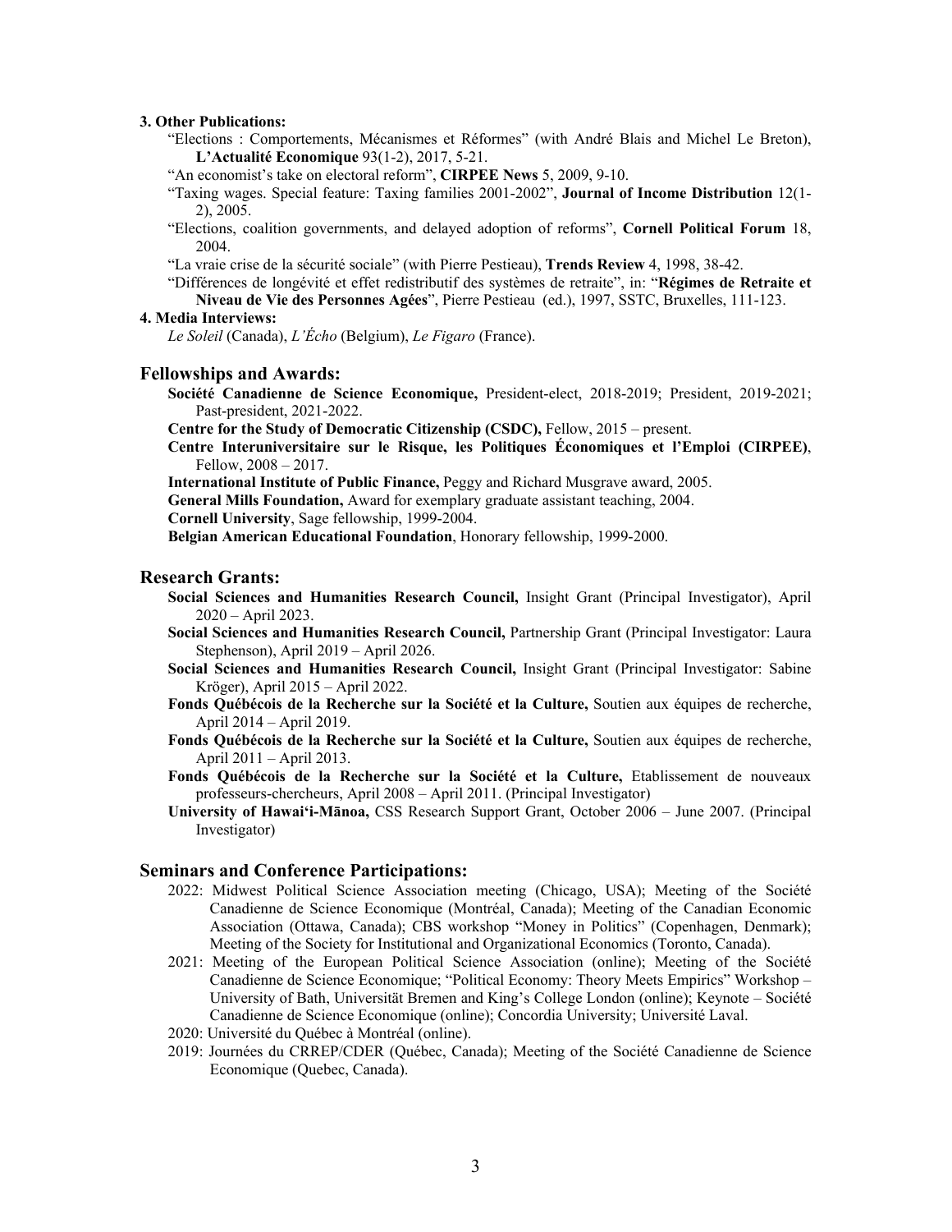**3. Other Publications:**

"Elections : Comportements, Mécanismes et Réformes" (with André Blais and Michel Le Breton), **L'Actualité Economique** 93(1-2), 2017, 5-21.

"An economist's take on electoral reform", **CIRPEE News** 5, 2009, 9-10.

"Taxing wages. Special feature: Taxing families 2001-2002", **Journal of Income Distribution** 12(1-2), 2005.

"Elections, coalition governments, and delayed adoption of reforms", **Cornell Political Forum** 18, 2004.

"La vraie crise de la sécurité sociale" (with Pierre Pestieau), **Trends Review** 4, 1998, 38-42.

"Différences de longévité et effet redistributif des systèmes de retraite", in: "**Régimes de Retraite et Niveau de Vie des Personnes Agées**", Pierre Pestieau (ed.), 1997, SSTC, Bruxelles, 111-123.

**4. Media Interviews:**

*Le Soleil* (Canada), *L'Écho* (Belgium), *Le Figaro* (France).

## Fellowships and Awards:

**Société Canadienne de Science Economique,** President-elect, 2018-2019; President, 2019-2021; Past-president, 2021-2022.

**Centre for the Study of Democratic Citizenship (CSDC),** Fellow, 2015 – present.

**Centre Interuniversitaire sur le Risque, les Politiques Économiques et l'Emploi (CIRPEE)**, Fellow, 2008 – 2017.

**International Institute of Public Finance,** Peggy and Richard Musgrave award, 2005.

**General Mills Foundation,** Award for exemplary graduate assistant teaching, 2004.

**Cornell University**, Sage fellowship, 1999-2004.

**Belgian American Educational Foundation**, Honorary fellowship, 1999-2000.

## Research Grants:

**Social Sciences and Humanities Research Council,** Insight Grant (Principal Investigator), April 2020 – April 2023.

**Social Sciences and Humanities Research Council,** Partnership Grant (Principal Investigator: Laura Stephenson), April 2019 – April 2026.

**Social Sciences and Humanities Research Council,** Insight Grant (Principal Investigator: Sabine Kröger), April 2015 – April 2022.

**Fonds Québécois de la Recherche sur la Société et la Culture,** Soutien aux équipes de recherche, April 2014 – April 2019.

**Fonds Québécois de la Recherche sur la Société et la Culture,** Soutien aux équipes de recherche, April 2011 – April 2013.

**Fonds Québécois de la Recherche sur la Société et la Culture,** Etablissement de nouveaux professeurs-chercheurs, April 2008 – April 2011. (Principal Investigator)

**University of Hawai'i-Mānoa,** CSS Research Support Grant, October 2006 – June 2007. (Principal Investigator)

## Seminars and Conference Participations:

2022: Midwest Political Science Association meeting (Chicago, USA); Meeting of the Société Canadienne de Science Economique (Montréal, Canada); Meeting of the Canadian Economic Association (Ottawa, Canada); CBS workshop "Money in Politics" (Copenhagen, Denmark); Meeting of the Society for Institutional and Organizational Economics (Toronto, Canada).

2021: Meeting of the European Political Science Association (online); Meeting of the Société Canadienne de Science Economique; "Political Economy: Theory Meets Empirics" Workshop – University of Bath, Universität Bremen and King's College London (online); Keynote – Société Canadienne de Science Economique (online); Concordia University; Université Laval.

2020: Université du Québec à Montréal (online).

2019: Journées du CRREP/CDER (Québec, Canada); Meeting of the Société Canadienne de Science Economique (Quebec, Canada).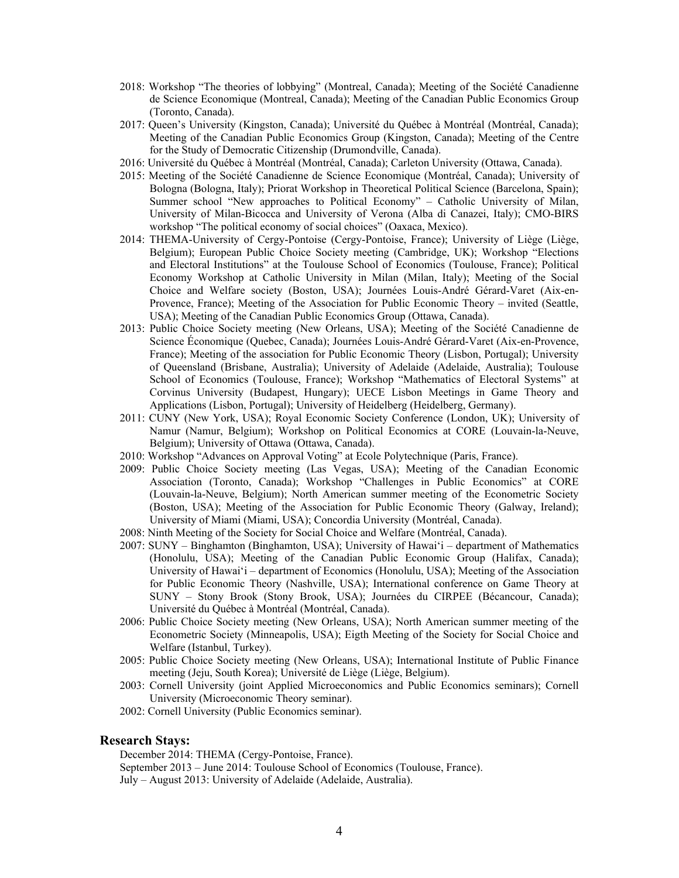- 2018: Workshop "The theories of lobbying" (Montreal, Canada); Meeting of the Société Canadienne de Science Economique (Montreal, Canada); Meeting of the Canadian Public Economics Group (Toronto, Canada).
- 2017: Queen's University (Kingston, Canada); Université du Québec à Montréal (Montréal, Canada); Meeting of the Canadian Public Economics Group (Kingston, Canada); Meeting of the Centre for the Study of Democratic Citizenship (Drumondville, Canada).
- 2016: Université du Québec à Montréal (Montréal, Canada); Carleton University (Ottawa, Canada).
- 2015: Meeting of the Société Canadienne de Science Economique (Montréal, Canada); University of Bologna (Bologna, Italy); Priorat Workshop in Theoretical Political Science (Barcelona, Spain); Summer school "New approaches to Political Economy" – Catholic University of Milan, University of Milan-Bicocca and University of Verona (Alba di Canazei, Italy); CMO-BIRS workshop "The political economy of social choices" (Oaxaca, Mexico).
- 2014: THEMA-University of Cergy-Pontoise (Cergy-Pontoise, France); University of Liège (Liège, Belgium); European Public Choice Society meeting (Cambridge, UK); Workshop "Elections and Electoral Institutions" at the Toulouse School of Economics (Toulouse, France); Political Economy Workshop at Catholic University in Milan (Milan, Italy); Meeting of the Social Choice and Welfare society (Boston, USA); Journées Louis-André Gérard-Varet (Aix-en-Provence, France); Meeting of the Association for Public Economic Theory – invited (Seattle, USA); Meeting of the Canadian Public Economics Group (Ottawa, Canada).
- 2013: Public Choice Society meeting (New Orleans, USA); Meeting of the Société Canadienne de Science Économique (Quebec, Canada); Journées Louis-André Gérard-Varet (Aix-en-Provence, France); Meeting of the association for Public Economic Theory (Lisbon, Portugal); University of Queensland (Brisbane, Australia); University of Adelaide (Adelaide, Australia); Toulouse School of Economics (Toulouse, France); Workshop "Mathematics of Electoral Systems" at Corvinus University (Budapest, Hungary); UECE Lisbon Meetings in Game Theory and Applications (Lisbon, Portugal); University of Heidelberg (Heidelberg, Germany).
- 2011: CUNY (New York, USA); Royal Economic Society Conference (London, UK); University of Namur (Namur, Belgium); Workshop on Political Economics at CORE (Louvain-la-Neuve, Belgium); University of Ottawa (Ottawa, Canada).
- 2010: Workshop "Advances on Approval Voting" at Ecole Polytechnique (Paris, France).
- 2009: Public Choice Society meeting (Las Vegas, USA); Meeting of the Canadian Economic Association (Toronto, Canada); Workshop "Challenges in Public Economics" at CORE (Louvain-la-Neuve, Belgium); North American summer meeting of the Econometric Society (Boston, USA); Meeting of the Association for Public Economic Theory (Galway, Ireland); University of Miami (Miami, USA); Concordia University (Montréal, Canada).
- 2008: Ninth Meeting of the Society for Social Choice and Welfare (Montréal, Canada).
- 2007: SUNY – Binghamton (Binghamton, USA); University of Hawai'i – department of Mathematics (Honolulu, USA); Meeting of the Canadian Public Economic Group (Halifax, Canada); University of Hawai'i – department of Economics (Honolulu, USA); Meeting of the Association for Public Economic Theory (Nashville, USA); International conference on Game Theory at SUNY – Stony Brook (Stony Brook, USA); Journées du CIRPEE (Bécancour, Canada); Université du Québec à Montréal (Montréal, Canada).
- 2006: Public Choice Society meeting (New Orleans, USA); North American summer meeting of the Econometric Society (Minneapolis, USA); Eigth Meeting of the Society for Social Choice and Welfare (Istanbul, Turkey).
- 2005: Public Choice Society meeting (New Orleans, USA); International Institute of Public Finance meeting (Jeju, South Korea); Université de Liège (Liège, Belgium).
- 2003: Cornell University (joint Applied Microeconomics and Public Economics seminars); Cornell University (Microeconomic Theory seminar).
- 2002: Cornell University (Public Economics seminar).

## Research Stays:

December 2014: THEMA (Cergy-Pontoise, France).
September 2013 – June 2014: Toulouse School of Economics (Toulouse, France).
July – August 2013: University of Adelaide (Adelaide, Australia).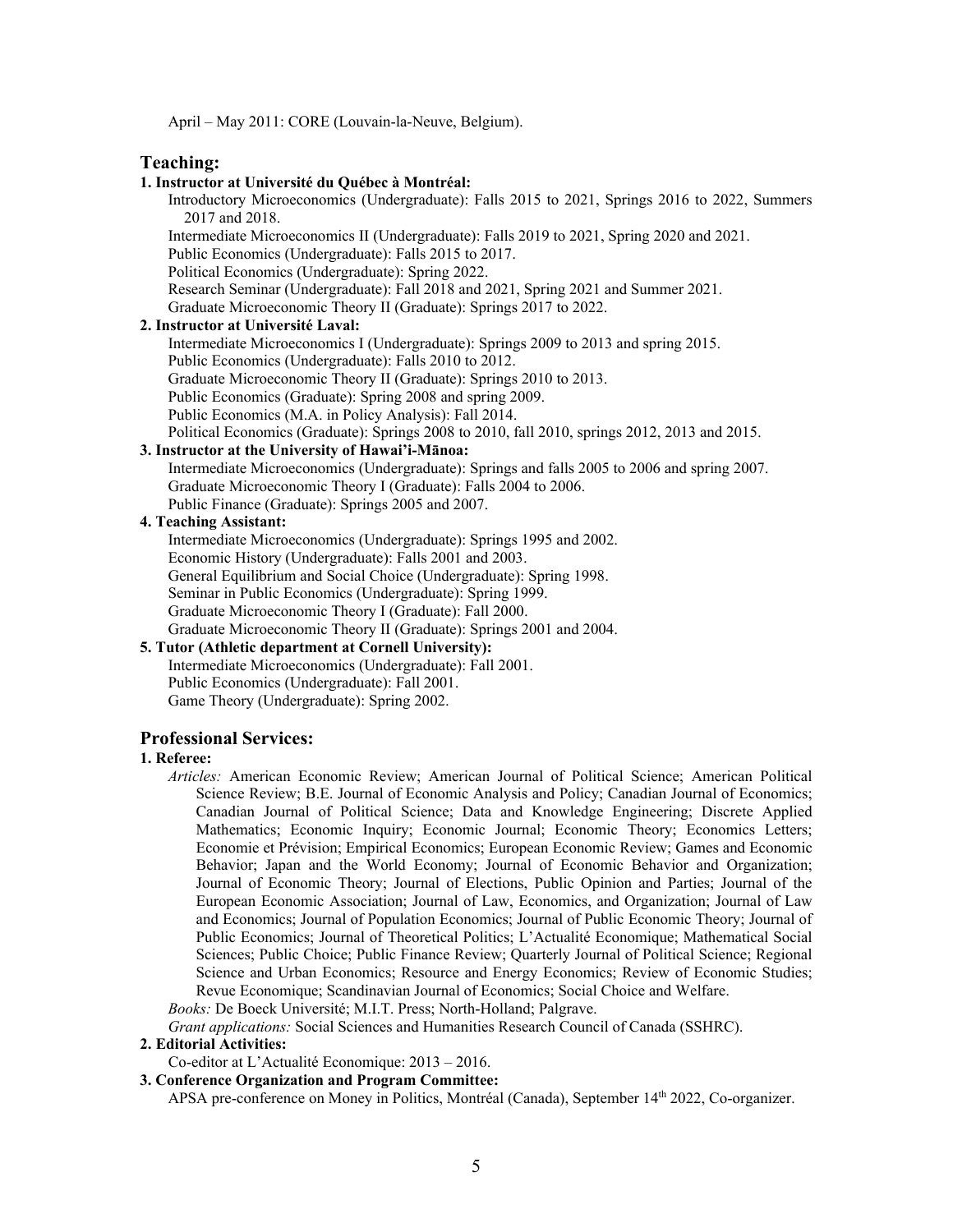April – May 2011: CORE (Louvain-la-Neuve, Belgium).

## Teaching:

**1. Instructor at Université du Québec à Montréal:**

Introductory Microeconomics (Undergraduate): Falls 2015 to 2021, Springs 2016 to 2022, Summers 2017 and 2018.
Intermediate Microeconomics II (Undergraduate): Falls 2019 to 2021, Spring 2020 and 2021.
Public Economics (Undergraduate): Falls 2015 to 2017.
Political Economics (Undergraduate): Spring 2022.
Research Seminar (Undergraduate): Fall 2018 and 2021, Spring 2021 and Summer 2021.
Graduate Microeconomic Theory II (Graduate): Springs 2017 to 2022.

**2. Instructor at Université Laval:**

Intermediate Microeconomics I (Undergraduate): Springs 2009 to 2013 and spring 2015.
Public Economics (Undergraduate): Falls 2010 to 2012.
Graduate Microeconomic Theory II (Graduate): Springs 2010 to 2013.
Public Economics (Graduate): Spring 2008 and spring 2009.
Public Economics (M.A. in Policy Analysis): Fall 2014.
Political Economics (Graduate): Springs 2008 to 2010, fall 2010, springs 2012, 2013 and 2015.

**3. Instructor at the University of Hawai'i-Mānoa:**

Intermediate Microeconomics (Undergraduate): Springs and falls 2005 to 2006 and spring 2007.
Graduate Microeconomic Theory I (Graduate): Falls 2004 to 2006.
Public Finance (Graduate): Springs 2005 and 2007.

**4. Teaching Assistant:**

Intermediate Microeconomics (Undergraduate): Springs 1995 and 2002.
Economic History (Undergraduate): Falls 2001 and 2003.
General Equilibrium and Social Choice (Undergraduate): Spring 1998.
Seminar in Public Economics (Undergraduate): Spring 1999.
Graduate Microeconomic Theory I (Graduate): Fall 2000.
Graduate Microeconomic Theory II (Graduate): Springs 2001 and 2004.

**5. Tutor (Athletic department at Cornell University):**

Intermediate Microeconomics (Undergraduate): Fall 2001.
Public Economics (Undergraduate): Fall 2001.
Game Theory (Undergraduate): Spring 2002.

## Professional Services:

**1. Referee:**

*Articles:* American Economic Review; American Journal of Political Science; American Political Science Review; B.E. Journal of Economic Analysis and Policy; Canadian Journal of Economics; Canadian Journal of Political Science; Data and Knowledge Engineering; Discrete Applied Mathematics; Economic Inquiry; Economic Journal; Economic Theory; Economics Letters; Economie et Prévision; Empirical Economics; European Economic Review; Games and Economic Behavior; Japan and the World Economy; Journal of Economic Behavior and Organization; Journal of Economic Theory; Journal of Elections, Public Opinion and Parties; Journal of the European Economic Association; Journal of Law, Economics, and Organization; Journal of Law and Economics; Journal of Population Economics; Journal of Public Economic Theory; Journal of Public Economics; Journal of Theoretical Politics; L'Actualité Economique; Mathematical Social Sciences; Public Choice; Public Finance Review; Quarterly Journal of Political Science; Regional Science and Urban Economics; Resource and Energy Economics; Review of Economic Studies; Revue Economique; Scandinavian Journal of Economics; Social Choice and Welfare.

*Books:* De Boeck Université; M.I.T. Press; North-Holland; Palgrave.

*Grant applications:* Social Sciences and Humanities Research Council of Canada (SSHRC).

**2. Editorial Activities:**

Co-editor at L'Actualité Economique: 2013 – 2016.

**3. Conference Organization and Program Committee:**

APSA pre-conference on Money in Politics, Montréal (Canada), September 14th 2022, Co-organizer.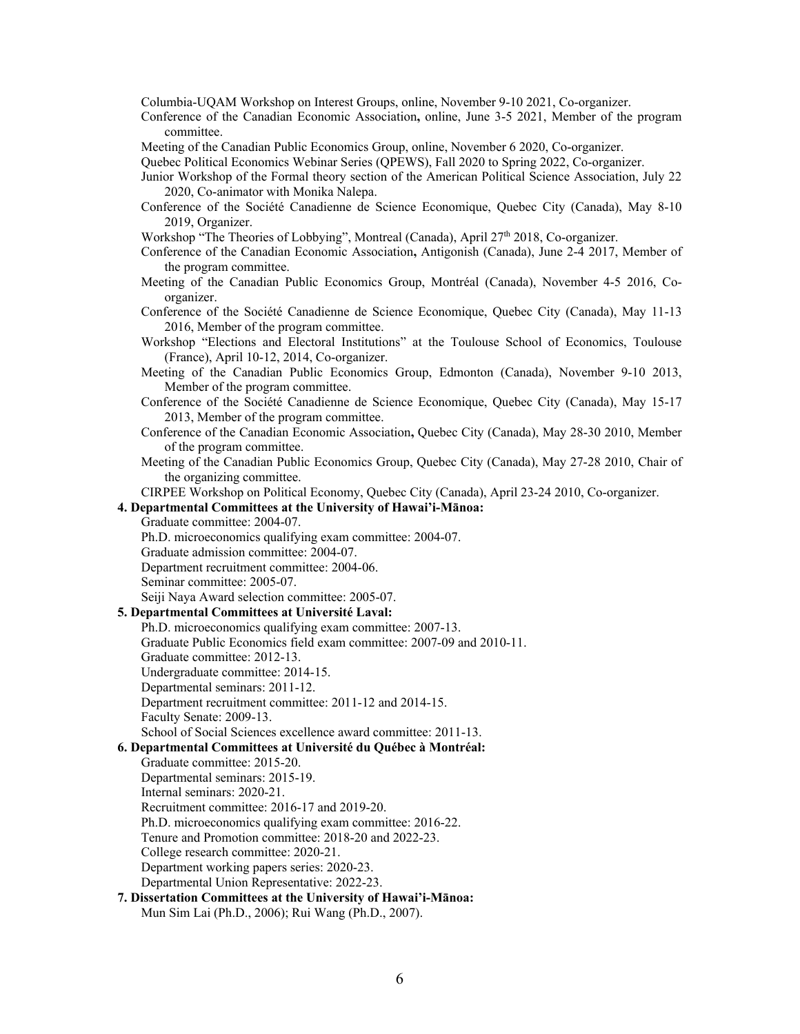Columbia-UQAM Workshop on Interest Groups, online, November 9-10 2021, Co-organizer.

Conference of the Canadian Economic Association**,** online, June 3-5 2021, Member of the program committee.

Meeting of the Canadian Public Economics Group, online, November 6 2020, Co-organizer.

Quebec Political Economics Webinar Series (QPEWS), Fall 2020 to Spring 2022, Co-organizer.

Junior Workshop of the Formal theory section of the American Political Science Association, July 22 2020, Co-animator with Monika Nalepa.

Conference of the Société Canadienne de Science Economique, Quebec City (Canada), May 8-10 2019, Organizer.

Workshop "The Theories of Lobbying", Montreal (Canada), April 27th 2018, Co-organizer.

Conference of the Canadian Economic Association**,** Antigonish (Canada), June 2-4 2017, Member of the program committee.

Meeting of the Canadian Public Economics Group, Montréal (Canada), November 4-5 2016, Co-organizer.

Conference of the Société Canadienne de Science Economique, Quebec City (Canada), May 11-13 2016, Member of the program committee.

Workshop "Elections and Electoral Institutions" at the Toulouse School of Economics, Toulouse (France), April 10-12, 2014, Co-organizer.

Meeting of the Canadian Public Economics Group, Edmonton (Canada), November 9-10 2013, Member of the program committee.

Conference of the Société Canadienne de Science Economique, Quebec City (Canada), May 15-17 2013, Member of the program committee.

Conference of the Canadian Economic Association**,** Quebec City (Canada), May 28-30 2010, Member of the program committee.

Meeting of the Canadian Public Economics Group, Quebec City (Canada), May 27-28 2010, Chair of the organizing committee.

CIRPEE Workshop on Political Economy, Quebec City (Canada), April 23-24 2010, Co-organizer.

**4. Departmental Committees at the University of Hawai'i-Mānoa:**

Graduate committee: 2004-07.

Ph.D. microeconomics qualifying exam committee: 2004-07.

Graduate admission committee: 2004-07.

Department recruitment committee: 2004-06.

Seminar committee: 2005-07.

Seiji Naya Award selection committee: 2005-07.

**5. Departmental Committees at Université Laval:**

Ph.D. microeconomics qualifying exam committee: 2007-13.

Graduate Public Economics field exam committee: 2007-09 and 2010-11.

Graduate committee: 2012-13.

Undergraduate committee: 2014-15.

Departmental seminars: 2011-12.

Department recruitment committee: 2011-12 and 2014-15.

Faculty Senate: 2009-13.

School of Social Sciences excellence award committee: 2011-13.

**6. Departmental Committees at Université du Québec à Montréal:**

Graduate committee: 2015-20.

Departmental seminars: 2015-19.

Internal seminars: 2020-21.

Recruitment committee: 2016-17 and 2019-20.

Ph.D. microeconomics qualifying exam committee: 2016-22.

Tenure and Promotion committee: 2018-20 and 2022-23.

College research committee: 2020-21.

Department working papers series: 2020-23.

Departmental Union Representative: 2022-23.

**7. Dissertation Committees at the University of Hawai'i-Mānoa:**

Mun Sim Lai (Ph.D., 2006); Rui Wang (Ph.D., 2007).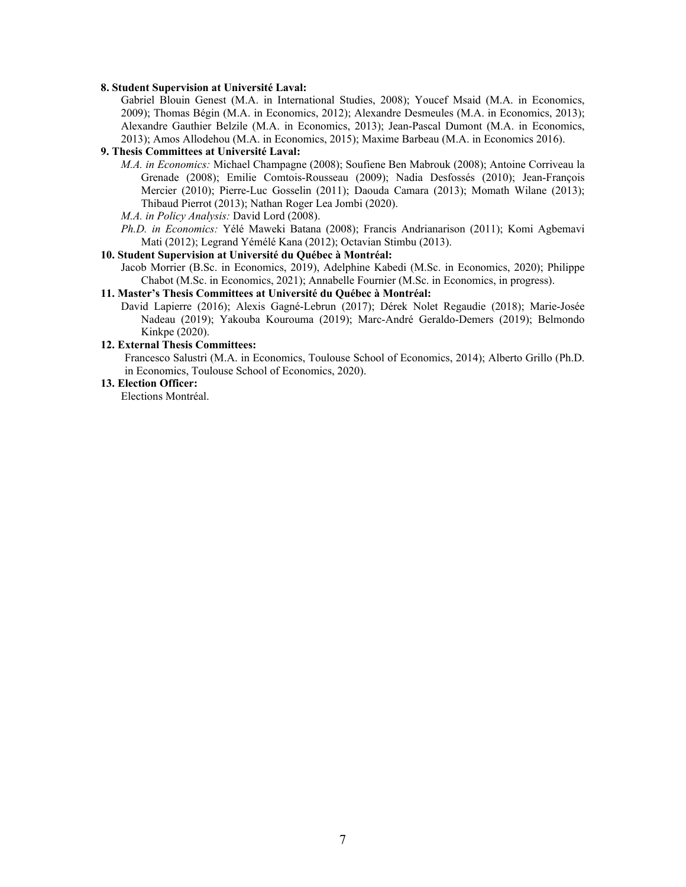**8. Student Supervision at Université Laval:**

Gabriel Blouin Genest (M.A. in International Studies, 2008); Youcef Msaid (M.A. in Economics, 2009); Thomas Bégin (M.A. in Economics, 2012); Alexandre Desmeules (M.A. in Economics, 2013); Alexandre Gauthier Belzile (M.A. in Economics, 2013); Jean-Pascal Dumont (M.A. in Economics, 2013); Amos Allodehou (M.A. in Economics, 2015); Maxime Barbeau (M.A. in Economics 2016).

**9. Thesis Committees at Université Laval:**

*M.A. in Economics:* Michael Champagne (2008); Soufiene Ben Mabrouk (2008); Antoine Corriveau la Grenade (2008); Emilie Comtois-Rousseau (2009); Nadia Desfossés (2010); Jean-François Mercier (2010); Pierre-Luc Gosselin (2011); Daouda Camara (2013); Momath Wilane (2013); Thibaud Pierrot (2013); Nathan Roger Lea Jombi (2020).

*M.A. in Policy Analysis:* David Lord (2008).

*Ph.D. in Economics:* Yélé Maweki Batana (2008); Francis Andrianarison (2011); Komi Agbemavi Mati (2012); Legrand Yémélé Kana (2012); Octavian Stimbu (2013).

**10. Student Supervision at Université du Québec à Montréal:**

Jacob Morrier (B.Sc. in Economics, 2019), Adelphine Kabedi (M.Sc. in Economics, 2020); Philippe Chabot (M.Sc. in Economics, 2021); Annabelle Fournier (M.Sc. in Economics, in progress).

**11. Master's Thesis Committees at Université du Québec à Montréal:**

David Lapierre (2016); Alexis Gagné-Lebrun (2017); Dérek Nolet Regaudie (2018); Marie-Josée Nadeau (2019); Yakouba Kourouma (2019); Marc-André Geraldo-Demers (2019); Belmondo Kinkpe (2020).

**12. External Thesis Committees:**

Francesco Salustri (M.A. in Economics, Toulouse School of Economics, 2014); Alberto Grillo (Ph.D. in Economics, Toulouse School of Economics, 2020).

**13. Election Officer:**

Elections Montréal.